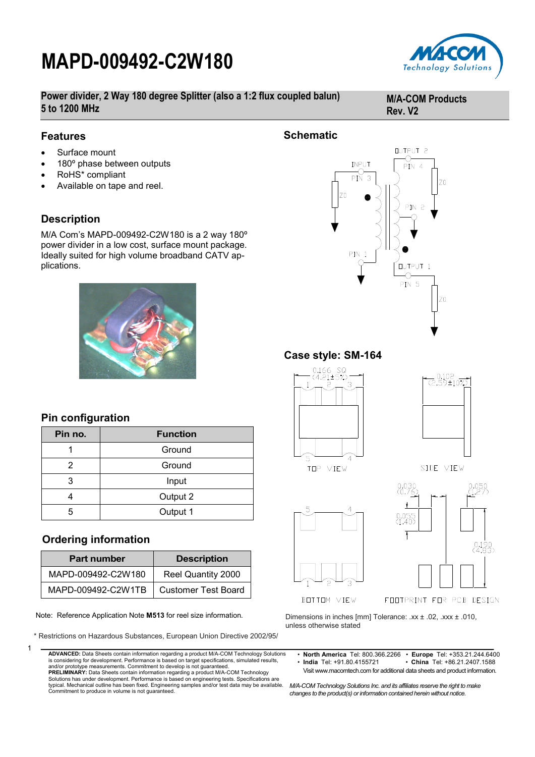# MAPD-009492-C2W180

**Power divider, 2 Way 180 degree Splitter (also a 1:2 flux coupled balun)**
**5 to 1200 MHz**

**M/A-COM Products**
**Rev. V2**

## Features

- Surface mount
- 180º phase between outputs
- RoHS* compliant
- Available on tape and reel.

## Description

M/A Com's MAPD-009492-C2W180 is a 2 way 180º power divider in a low cost, surface mount package. Ideally suited for high volume broadband CATV applications.

## Schematic

## Case style: SM-164

Dimensions in inches [mm] Tolerance: .xx ± .02, .xxx ± .010, unless otherwise stated

## Pin configuration

| Pin no. | Function |
|---|---|
| 1 | Ground |
| 2 | Ground |
| 3 | Input |
| 4 | Output 2 |
| 5 | Output 1 |

## Ordering information

| Part number | Description |
|---|---|
| MAPD-009492-C2W180 | Reel Quantity 2000 |
| MAPD-009492-C2W1TB | Customer Test Board |

Note: Reference Application Note **M513** for reel size information.

\* Restrictions on Hazardous Substances, European Union Directive 2002/95/

**ADVANCED:** Data Sheets contain information regarding a product M/A-COM Technology Solutions is considering for development. Performance is based on target specifications, simulated results, and/or prototype measurements. Commitment to develop is not guaranteed.
**PRELIMINARY:** Data Sheets contain information regarding a product M/A-COM Technology Solutions has under development. Performance is based on engineering tests. Specifications are typical. Mechanical outline has been fixed. Engineering samples and/or test data may be available. Commitment to produce in volume is not guaranteed.

- **North America** Tel: 800.366.2266 • **Europe** Tel: +353.21.244.6400
- **India** Tel: +91.80.4155721 • **China** Tel: +86.21.2407.1588

Visit www.macomtech.com for additional data sheets and product information.

*M/A-COM Technology Solutions Inc. and its affiliates reserve the right to make changes to the product(s) or information contained herein without notice.*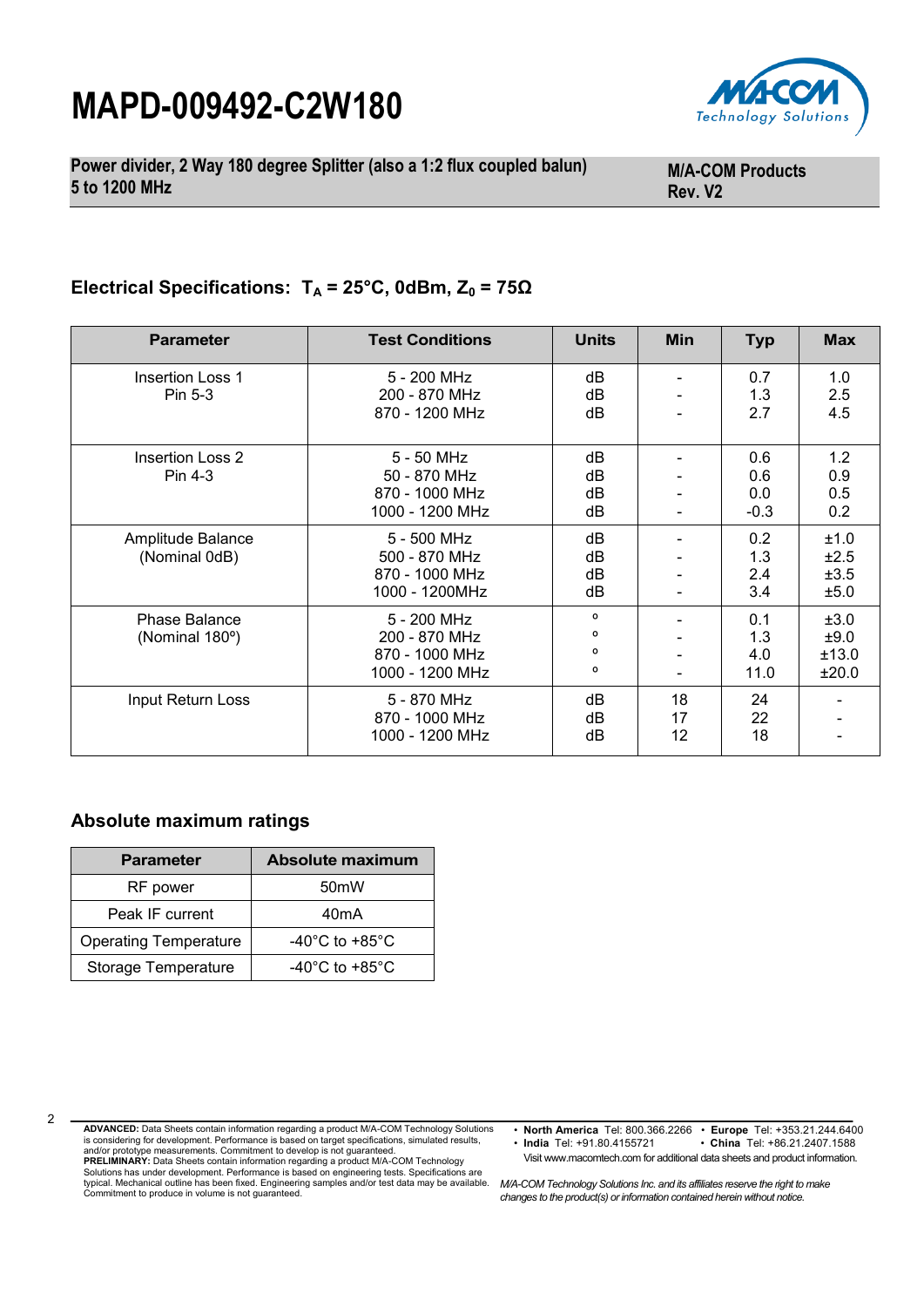# MAPD-009492-C2W180

**Power divider, 2 Way 180 degree Splitter (also a 1:2 flux coupled balun)**
**5 to 1200 MHz**

**M/A-COM Products**
**Rev. V2**

## Electrical Specifications: $T_A$ = 25°C, 0dBm, $Z_0$ = 75Ω

| Parameter | Test Conditions | Units | Min | Typ | Max |
|---|---|---|---|---|---|
| Insertion Loss 1<br>Pin 5-3 | 5 - 200 MHz<br>200 - 870 MHz<br>870 - 1200 MHz | dB<br>dB<br>dB | -<br>-<br>- | 0.7<br>1.3<br>2.7 | 1.0<br>2.5<br>4.5 |
| Insertion Loss 2<br>Pin 4-3 | 5 - 50 MHz<br>50 - 870 MHz<br>870 - 1000 MHz<br>1000 - 1200 MHz | dB<br>dB<br>dB<br>dB | -<br>-<br>-<br>- | 0.6<br>0.6<br>0.0<br>-0.3 | 1.2<br>0.9<br>0.5<br>0.2 |
| Amplitude Balance<br>(Nominal 0dB) | 5 - 500 MHz<br>500 - 870 MHz<br>870 - 1000 MHz<br>1000 - 1200MHz | dB<br>dB<br>dB<br>dB | -<br>-<br>-<br>- | 0.2<br>1.3<br>2.4<br>3.4 | ±1.0<br>±2.5<br>±3.5<br>±5.0 |
| Phase Balance<br>(Nominal 180º) | 5 - 200 MHz<br>200 - 870 MHz<br>870 - 1000 MHz<br>1000 - 1200 MHz | º<br>º<br>º<br>º | -<br>-<br>-<br>- | 0.1<br>1.3<br>4.0<br>11.0 | ±3.0<br>±9.0<br>±13.0<br>±20.0 |
| Input Return Loss | 5 - 870 MHz<br>870 - 1000 MHz<br>1000 - 1200 MHz | dB<br>dB<br>dB | 18<br>17<br>12 | 24<br>22<br>18 | -<br>-<br>- |

## Absolute maximum ratings

| Parameter | Absolute maximum |
|---|---|
| RF power | 50mW |
| Peak IF current | 40mA |
| Operating Temperature | -40°C to +85°C |
| Storage Temperature | -40°C to +85°C |

**ADVANCED:** Data Sheets contain information regarding a product M/A-COM Technology Solutions is considering for development. Performance is based on target specifications, simulated results, and/or prototype measurements. Commitment to develop is not guaranteed.
**PRELIMINARY:** Data Sheets contain information regarding a product M/A-COM Technology Solutions has under development. Performance is based on engineering tests. Specifications are typical. Mechanical outline has been fixed. Engineering samples and/or test data may be available. Commitment to produce in volume is not guaranteed.

- **North America** Tel: 800.366.2266 • **Europe** Tel: +353.21.244.6400
- **India** Tel: +91.80.4155721 • **China** Tel: +86.21.2407.1588

Visit www.macomtech.com for additional data sheets and product information.

*M/A-COM Technology Solutions Inc. and its affiliates reserve the right to make changes to the product(s) or information contained herein without notice.*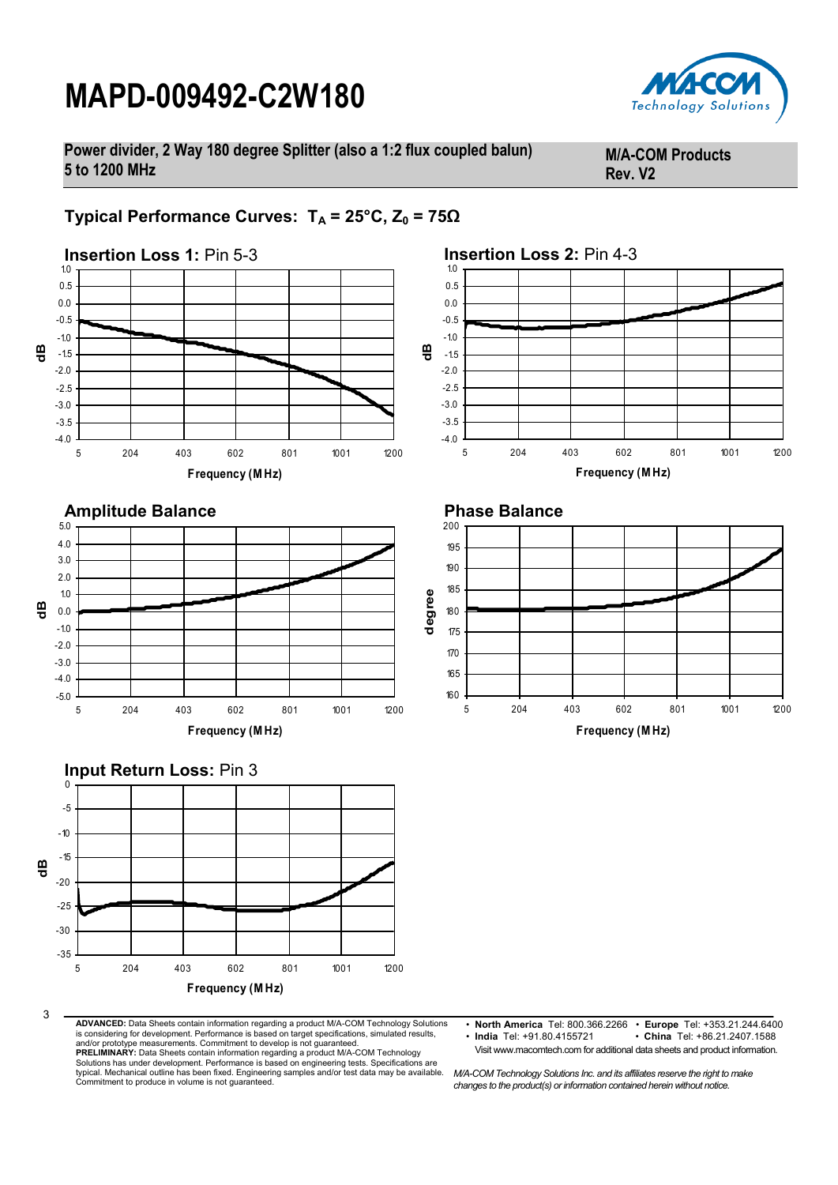# MAPD-009492-C2W180

**Power divider, 2 Way 180 degree Splitter (also a 1:2 flux coupled balun)**
**5 to 1200 MHz**

**M/A-COM Products**
**Rev. V2**

## Typical Performance Curves: $T_A$ = 25°C, $Z_0$ = 75Ω

### Insertion Loss 1: Pin 5-3

dB

1.0
0.5
0.0
-0.5
-1.0
-1.5
-2.0
-2.5
-3.0
-3.5
-4.0

5 204 403 602 801 1001 1200

Frequency (MHz)

### Insertion Loss 2: Pin 4-3

dB

1.0
0.5
0.0
-0.5
-1.0
-1.5
-2.0
-2.5
-3.0
-3.5
-4.0

5 204 403 602 801 1001 1200

Frequency (MHz)

### Amplitude Balance

dB

5.0
4.0
3.0
2.0
1.0
0.0
-1.0
-2.0
-3.0
-4.0
-5.0

5 204 403 602 801 1001 1200

Frequency (MHz)

### Phase Balance

degree

200
195
190
185
180
175
170
165
160

5 204 403 602 801 1001 1200

Frequency (MHz)

### Input Return Loss: Pin 3

dB

0
-5
-10
-15
-20
-25
-30
-35

5 204 403 602 801 1001 1200

Frequency (MHz)

---

**ADVANCED:** Data Sheets contain information regarding a product M/A-COM Technology Solutions is considering for development. Performance is based on target specifications, simulated results, and/or prototype measurements. Commitment to develop is not guaranteed.
**PRELIMINARY:** Data Sheets contain information regarding a product M/A-COM Technology Solutions has under development. Performance is based on engineering tests. Specifications are typical. Mechanical outline has been fixed. Engineering samples and/or test data may be available. Commitment to produce in volume is not guaranteed.

- **North America** Tel: 800.366.2266 • **Europe** Tel: +353.21.244.6400
- **India** Tel: +91.80.4155721 • **China** Tel: +86.21.2407.1588

Visit www.macomtech.com for additional data sheets and product information.

*M/A-COM Technology Solutions Inc. and its affiliates reserve the right to make changes to the product(s) or information contained herein without notice.*